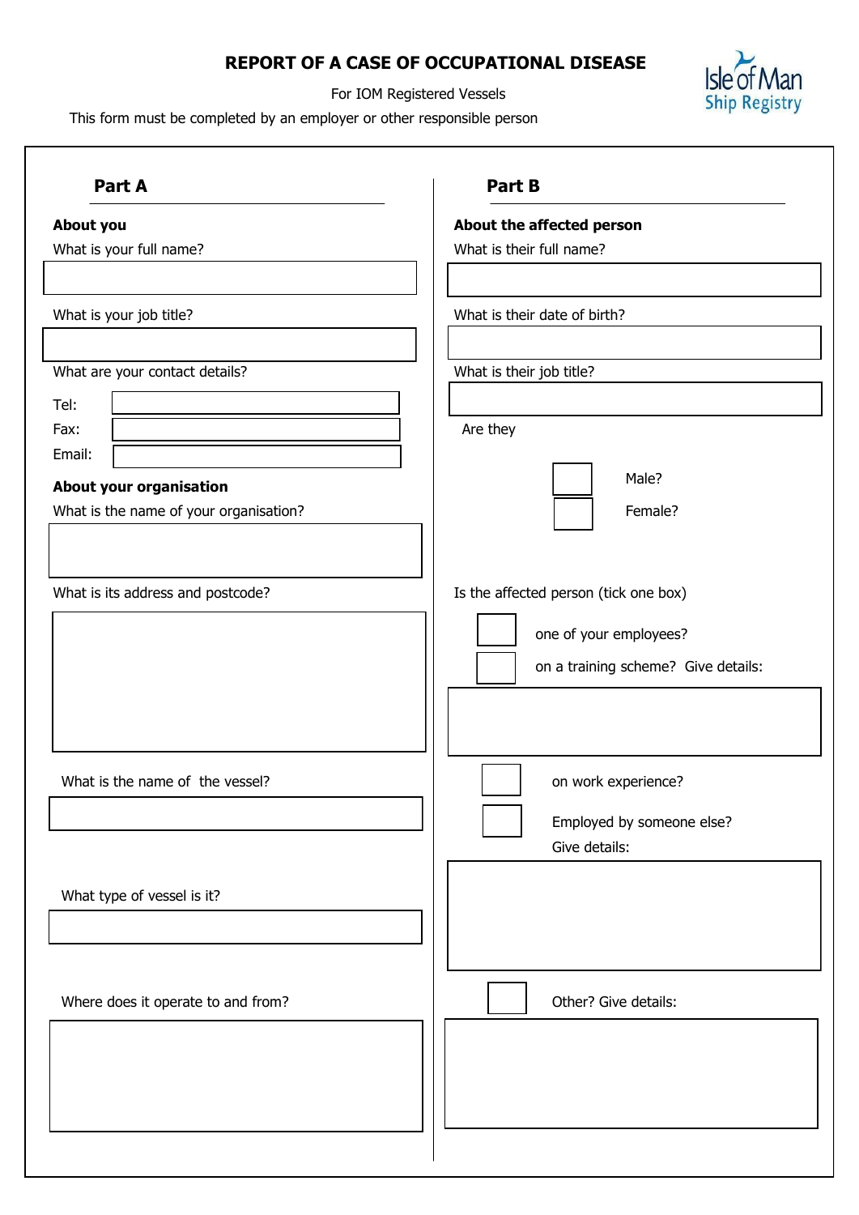# REPORT OF A CASE OF OCCUPATIONAL DISEASE

For IOM Registered Vessels

This form must be completed by an employer or other responsible person

Isle of Man Ship Registry

## Part A

**About you**

What is your full name?

What is your job title?

What are your contact details?

Tel:

Fax:

Email:

**About your organisation**

What is the name of your organisation?

What is its address and postcode?

What is the name of the vessel?

What type of vessel is it?

Where does it operate to and from?

## Part B

**About the affected person**

What is their full name?

What is their date of birth?

What is their job title?

Are they

- ☐ Male?
- ☐ Female?

Is the affected person (tick one box)

- ☐ one of your employees?
- ☐ on a training scheme? Give details:
- ☐ on work experience?
- ☐ Employed by someone else? Give details:
- ☐ Other? Give details: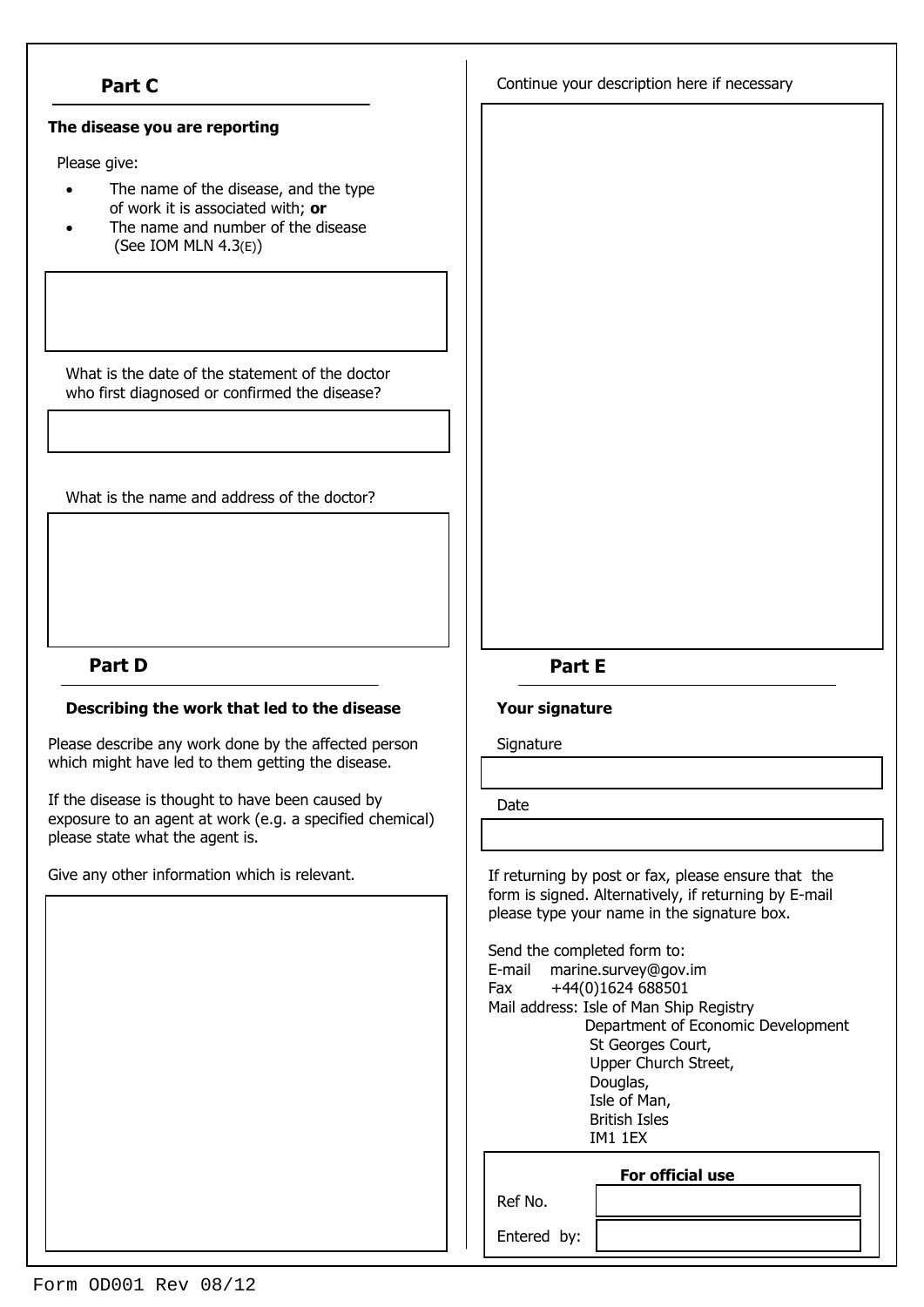## Part C

**The disease you are reporting**

Please give:

- The name of the disease, and the type of work it is associated with; **or**
- The name and number of the disease (See IOM MLN 4.3(E))

What is the date of the statement of the doctor who first diagnosed or confirmed the disease?

What is the name and address of the doctor?

## Part D

**Describing the work that led to the disease**

Please describe any work done by the affected person which might have led to them getting the disease.

If the disease is thought to have been caused by exposure to an agent at work (e.g. a specified chemical) please state what the agent is.

Give any other information which is relevant.

Continue your description here if necessary

## Part E

**Your signature**

Signature

Date

If returning by post or fax, please ensure that the form is signed. Alternatively, if returning by E-mail please type your name in the signature box.

Send the completed form to:
E-mail marine.survey@gov.im
Fax +44(0)1624 688501
Mail address: Isle of Man Ship Registry
Department of Economic Development
St Georges Court,
Upper Church Street,
Douglas,
Isle of Man,
British Isles
IM1 1EX

**For official use**

Ref No.

Entered by:

Form OD001 Rev 08/12